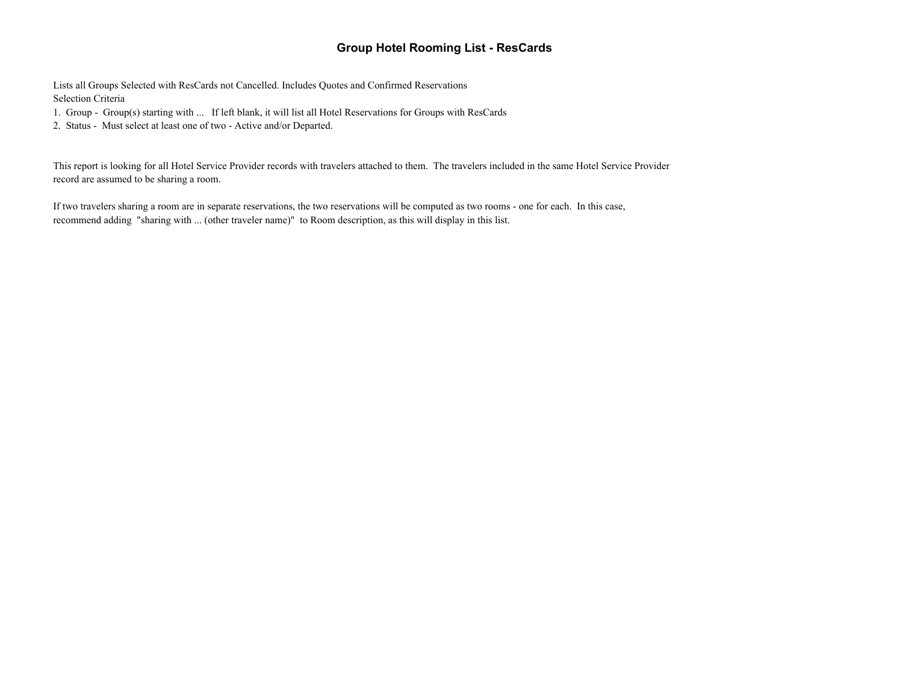# Group Hotel Rooming List - ResCards

Lists all Groups Selected with ResCards not Cancelled. Includes Quotes and Confirmed Reservations

Selection Criteria

1. Group - Group(s) starting with ... If left blank, it will list all Hotel Reservations for Groups with ResCards
2. Status - Must select at least one of two - Active and/or Departed.

This report is looking for all Hotel Service Provider records with travelers attached to them. The travelers included in the same Hotel Service Provider record are assumed to be sharing a room.

If two travelers sharing a room are in separate reservations, the two reservations will be computed as two rooms - one for each. In this case, recommend adding "sharing with ... (other traveler name)" to Room description, as this will display in this list.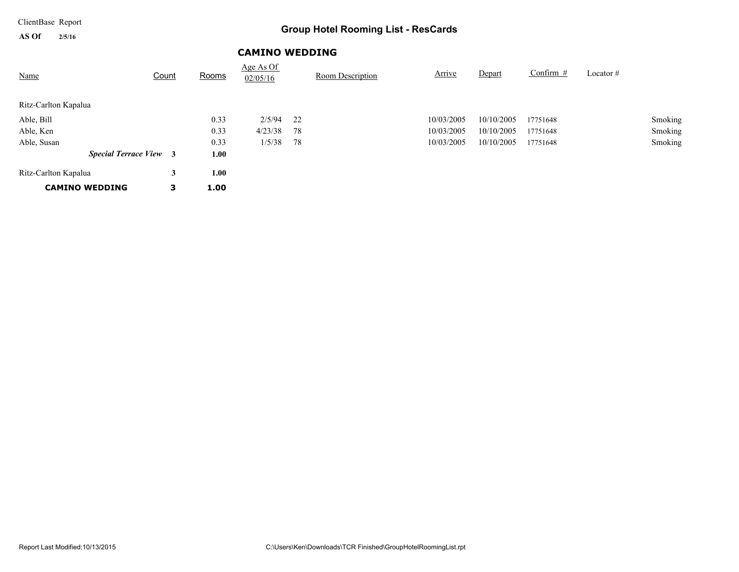ClientBase Report

**AS Of** **2/5/16**

# Group Hotel Rooming List - ResCards

## CAMINO WEDDING

| Name | Count | Rooms | Age As Of 02/05/16 | | Room Description | Arrive | Depart | Confirm # | Locator # | |
|---|---|---|---|---|---|---|---|---|---|---|
| Ritz-Carlton Kapalua | | | | | | | | | | |
| Able, Bill | | 0.33 | 2/5/94 | 22 | | 10/03/2005 | 10/10/2005 | 17751648 | | Smoking |
| Able, Ken | | 0.33 | 4/23/38 | 78 | | 10/03/2005 | 10/10/2005 | 17751648 | | Smoking |
| Able, Susan | | 0.33 | 1/5/38 | 78 | | 10/03/2005 | 10/10/2005 | 17751648 | | Smoking |
| ***Special Terrace View*** | **3** | **1.00** | | | | | | | | |
| Ritz-Carlton Kapalua | **3** | **1.00** | | | | | | | | |
| **CAMINO WEDDING** | **3** | **1.00** | | | | | | | | |

Report Last Modified:10/13/2015

C:\Users\Ken\Downloads\TCR Finished\GroupHotelRoomingList.rpt